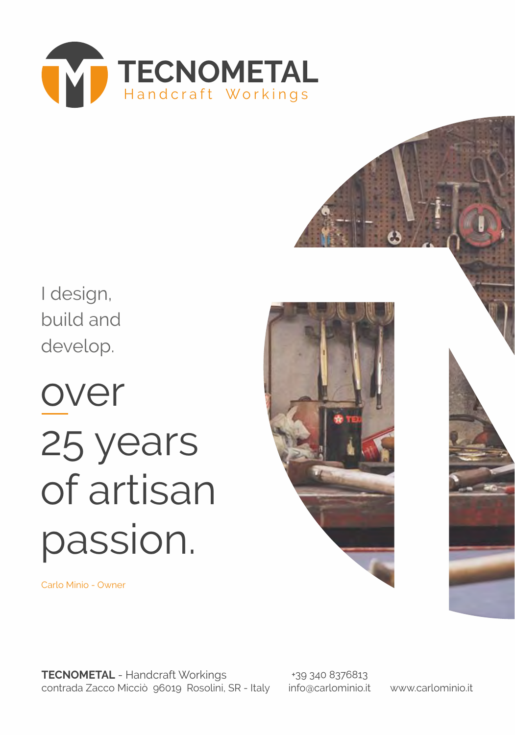# TECNOMETAL

Handcraft Workings

I design,
build and
develop.

over
25 years
of artisan
passion.

Carlo Minio - Owner

**TECNOMETAL** - Handcraft Workings
contrada Zacco Micciò 96019 Rosolini, SR - Italy

+39 340 8376813
info@carlominio.it

www.carlominio.it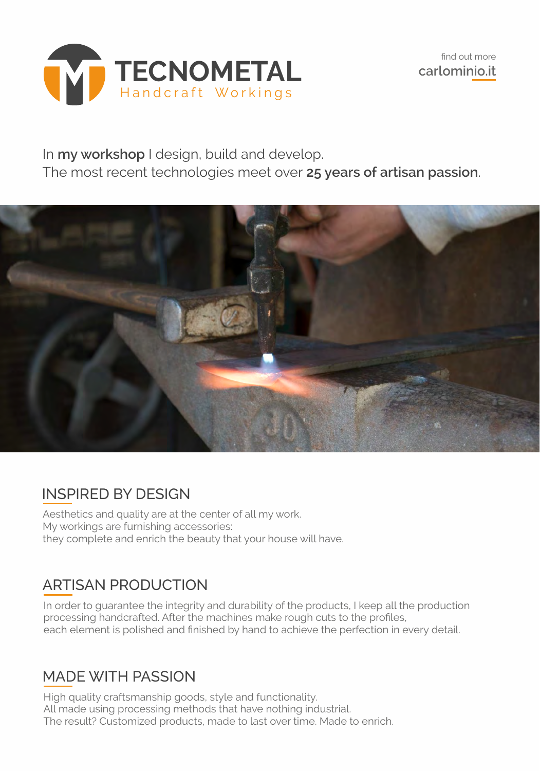# TECNOMETAL

Handcraft Workings

find out more
**carlominio.it**

In **my workshop** I design, build and develop.
The most recent technologies meet over **25 years of artisan passion**.

## INSPIRED BY DESIGN

Aesthetics and quality are at the center of all my work.
My workings are furnishing accessories:
they complete and enrich the beauty that your house will have.

## ARTISAN PRODUCTION

In order to guarantee the integrity and durability of the products, I keep all the production processing handcrafted. After the machines make rough cuts to the profiles, each element is polished and finished by hand to achieve the perfection in every detail.

## MADE WITH PASSION

High quality craftsmanship goods, style and functionality.
All made using processing methods that have nothing industrial.
The result? Customized products, made to last over time. Made to enrich.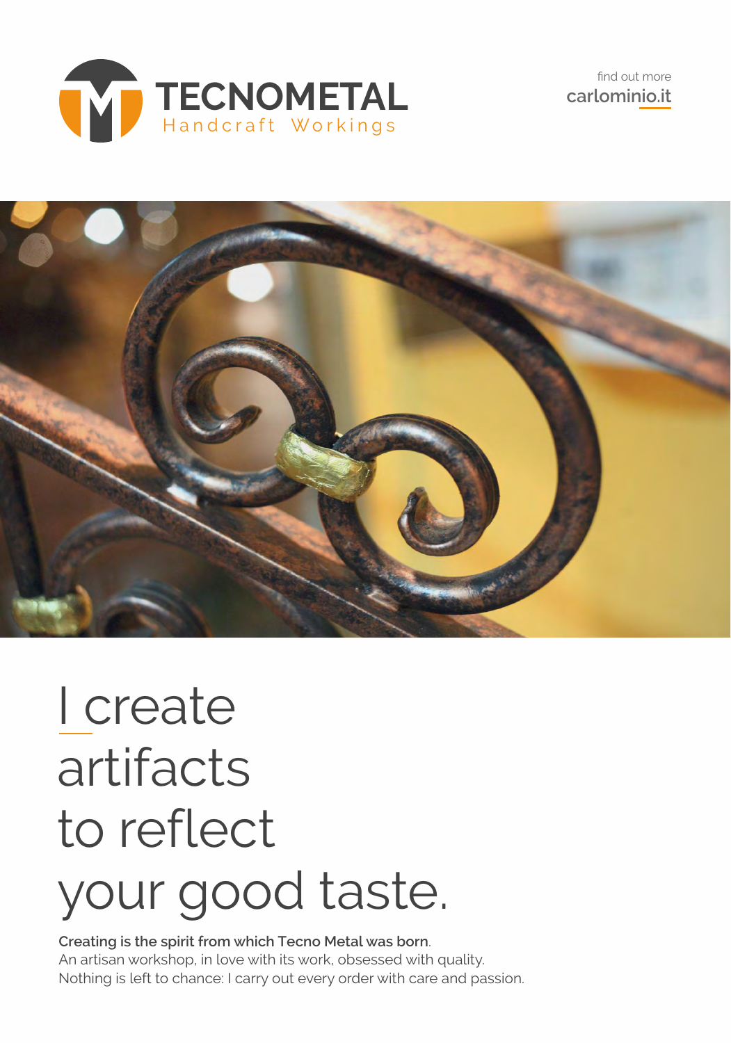**TECNOMETAL**
Handcraft Workings

find out more
**carlominio.it**

# I create artifacts to reflect your good taste.

**Creating is the spirit from which Tecno Metal was born**.
An artisan workshop, in love with its work, obsessed with quality.
Nothing is left to chance: I carry out every order with care and passion.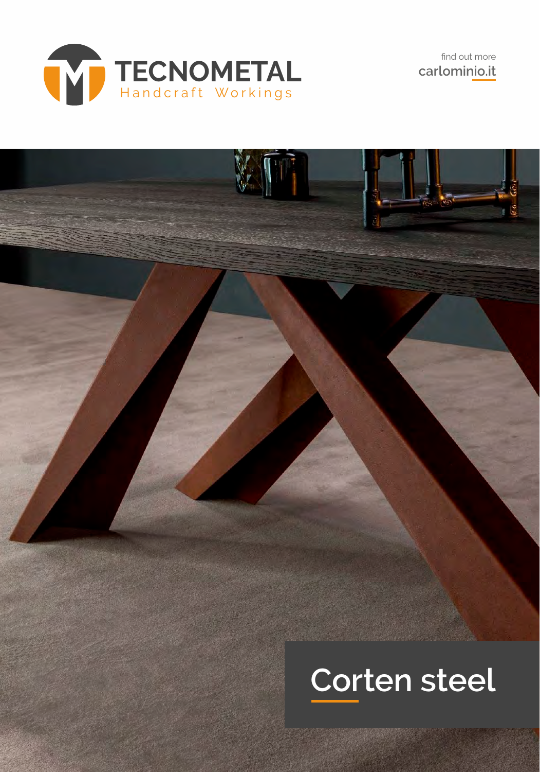TECNOMETAL
Handcraft Workings

find out more
**carlominio.it**

# Corten steel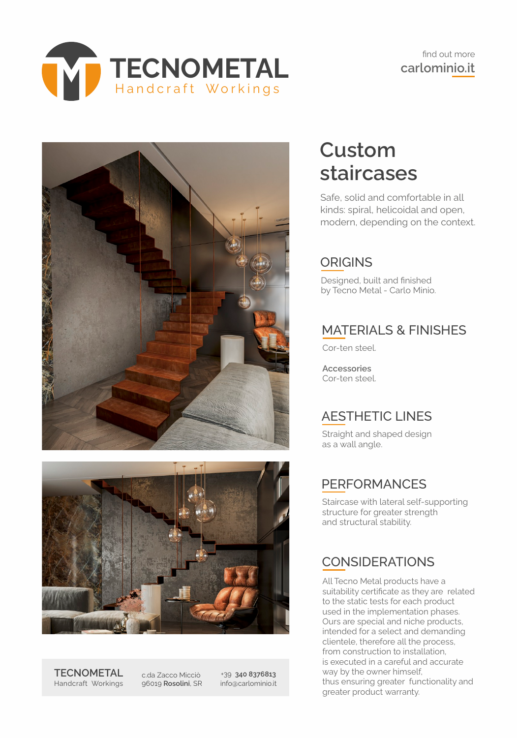# TECNOMETAL

Handcraft Workings

find out more
carlominio.it

## Custom staircases

Safe, solid and comfortable in all kinds: spiral, helicoidal and open, modern, depending on the context.

### ORIGINS

Designed, built and finished by Tecno Metal - Carlo Minio.

### MATERIALS & FINISHES

Cor-ten steel.

**Accessories**
Cor-ten steel.

### AESTHETIC LINES

Straight and shaped design as a wall angle.

### PERFORMANCES

Staircase with lateral self-supporting structure for greater strength and structural stability.

### CONSIDERATIONS

All Tecno Metal products have a suitability certificate as they are related to the static tests for each product used in the implementation phases. Ours are special and niche products, intended for a select and demanding clientele, therefore all the process, from construction to installation, is executed in a careful and accurate way by the owner himself, thus ensuring greater functionality and greater product warranty.

**TECNOMETAL**
Handcraft Workings

c.da Zacco Micciò
96019 **Rosolini**, SR

+39 **340 8376813**
info@carlominio.it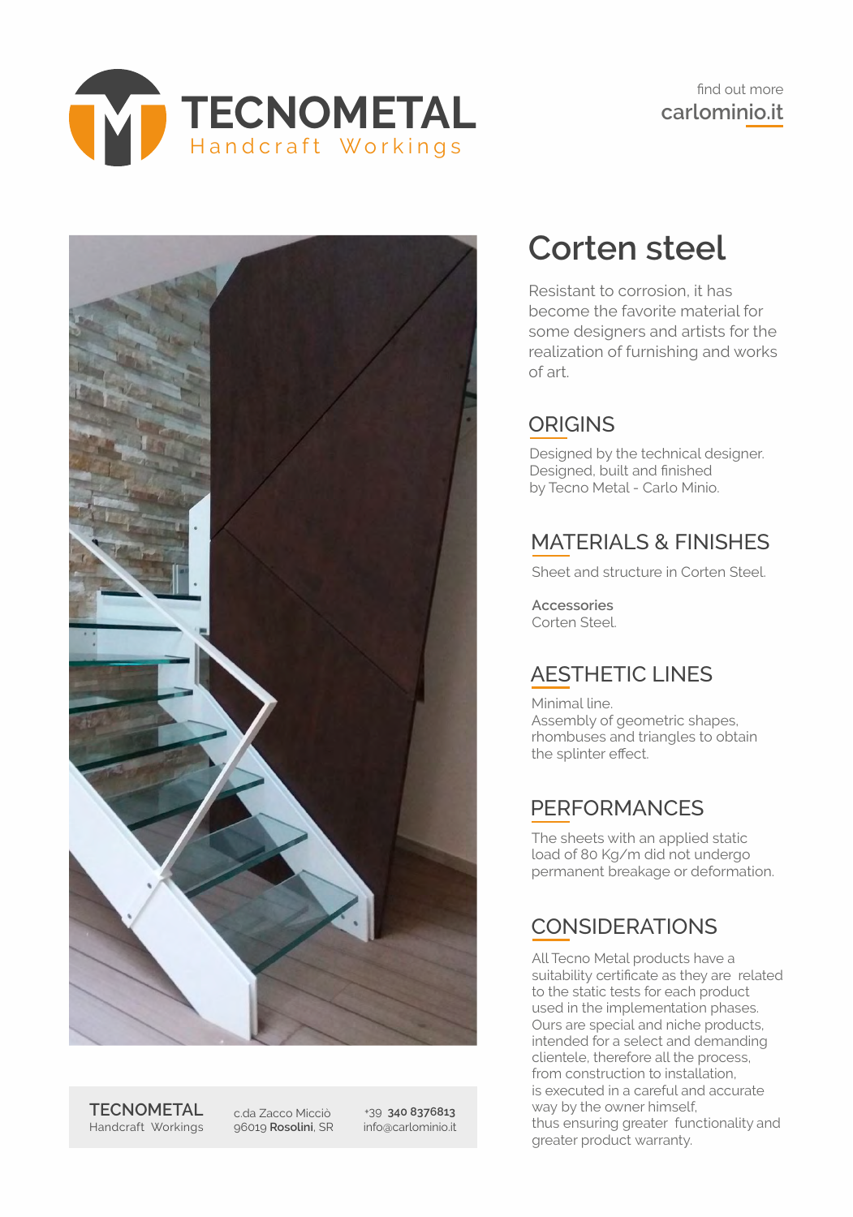# TECNOMETAL
Handcraft Workings

find out more
carlominio.it

# Corten steel

Resistant to corrosion, it has become the favorite material for some designers and artists for the realization of furnishing and works of art.

## ORIGINS

Designed by the technical designer.
Designed, built and finished
by Tecno Metal - Carlo Minio.

## MATERIALS & FINISHES

Sheet and structure in Corten Steel.

**Accessories**
Corten Steel.

## AESTHETIC LINES

Minimal line.
Assembly of geometric shapes, rhombuses and triangles to obtain the splinter effect.

## PERFORMANCES

The sheets with an applied static load of 80 Kg/m did not undergo permanent breakage or deformation.

## CONSIDERATIONS

All Tecno Metal products have a suitability certificate as they are related to the static tests for each product used in the implementation phases.
Ours are special and niche products, intended for a select and demanding clientele, therefore all the process, from construction to installation, is executed in a careful and accurate way by the owner himself, thus ensuring greater functionality and greater product warranty.

TECNOMETAL
Handcraft Workings

c.da Zacco Micciò
96019 **Rosolini**, SR

+39 **340 8376813**
info@carlominio.it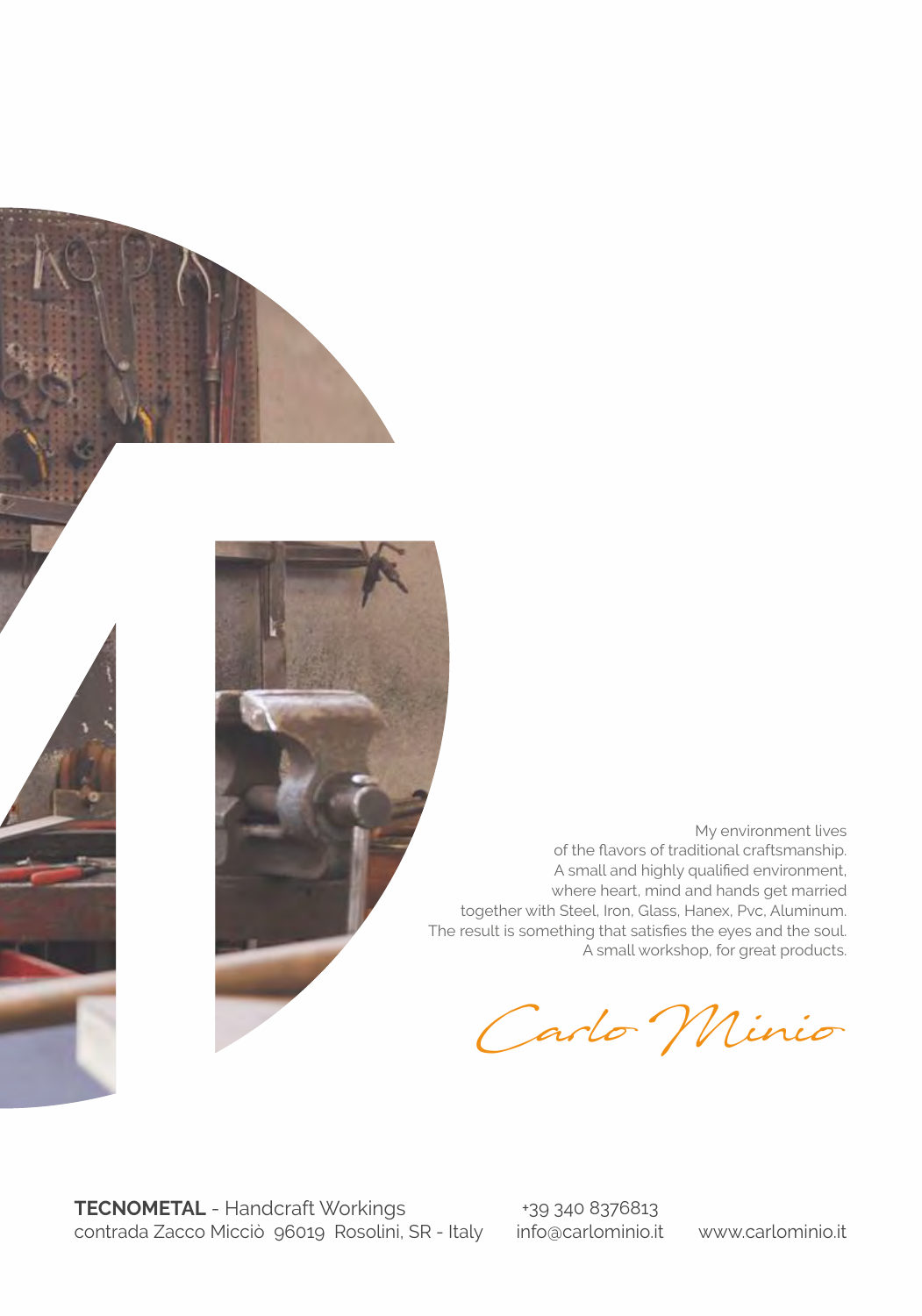My environment lives
of the flavors of traditional craftsmanship.
A small and highly qualified environment,
where heart, mind and hands get married
together with Steel, Iron, Glass, Hanex, Pvc, Aluminum.
The result is something that satisfies the eyes and the soul.
A small workshop, for great products.

*Carlo Minio*

**TECNOMETAL** - Handcraft Workings
contrada Zacco Micciò 96019 Rosolini, SR - Italy

+39 340 8376813
info@carlominio.it

www.carlominio.it